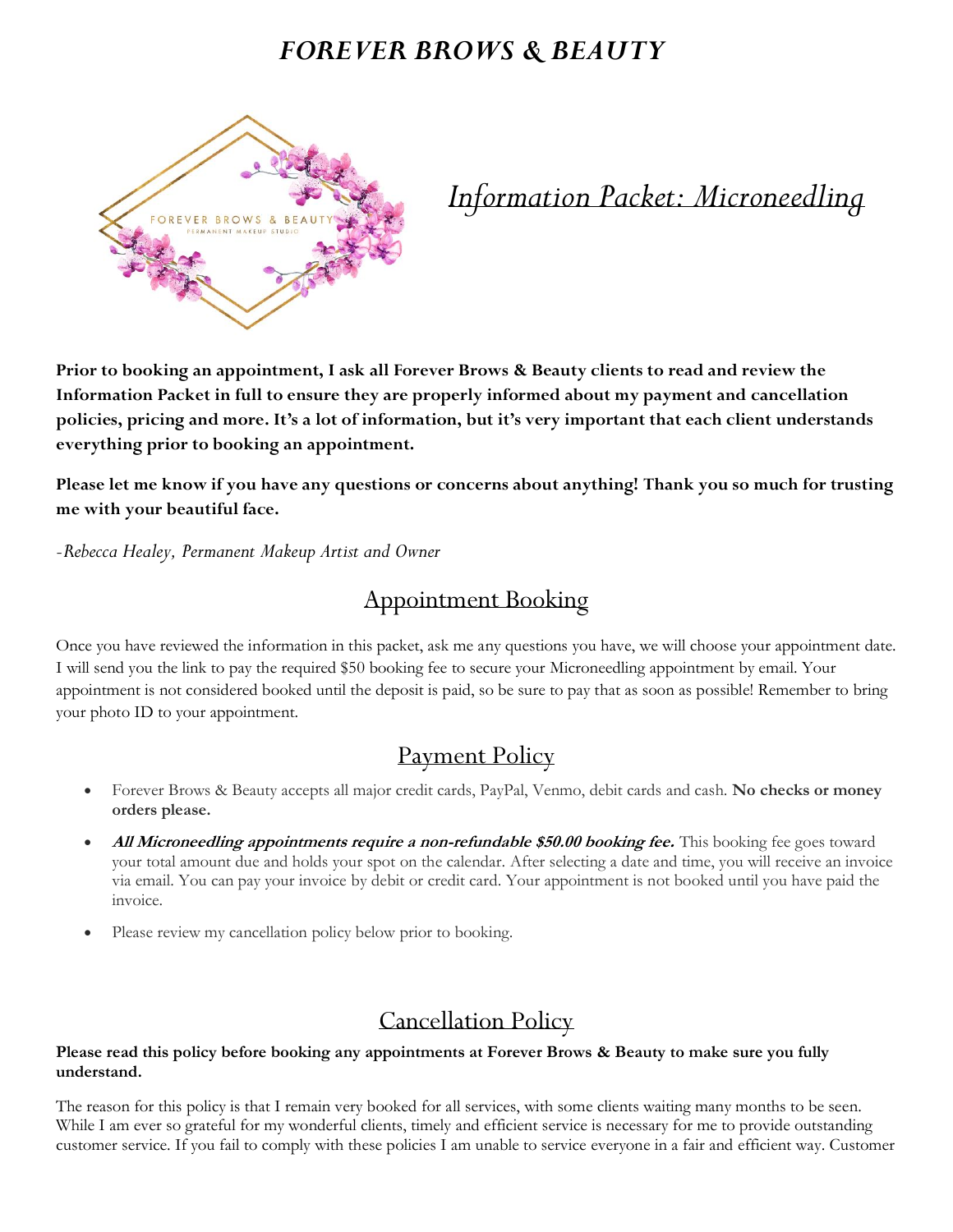# *FOREVER BROWS & BEAUTY*

## *Information Packet: Microneedling*

**Prior to booking an appointment, I ask all Forever Brows & Beauty clients to read and review the Information Packet in full to ensure they are properly informed about my payment and cancellation policies, pricing and more. It's a lot of information, but it's very important that each client understands everything prior to booking an appointment.**

**Please let me know if you have any questions or concerns about anything! Thank you so much for trusting me with your beautiful face.**

*-Rebecca Healey, Permanent Makeup Artist and Owner*

## Appointment Booking

Once you have reviewed the information in this packet, ask me any questions you have, we will choose your appointment date. I will send you the link to pay the required $50 booking fee to secure your Microneedling appointment by email. Your appointment is not considered booked until the deposit is paid, so be sure to pay that as soon as possible! Remember to bring your photo ID to your appointment.

## Payment Policy

- Forever Brows & Beauty accepts all major credit cards, PayPal, Venmo, debit cards and cash. **No checks or money orders please.**
- ***All Microneedling appointments require a non-refundable $50.00 booking fee.*** This booking fee goes toward your total amount due and holds your spot on the calendar. After selecting a date and time, you will receive an invoice via email. You can pay your invoice by debit or credit card. Your appointment is not booked until you have paid the invoice.
- Please review my cancellation policy below prior to booking.

## Cancellation Policy

**Please read this policy before booking any appointments at Forever Brows & Beauty to make sure you fully understand.**

The reason for this policy is that I remain very booked for all services, with some clients waiting many months to be seen. While I am ever so grateful for my wonderful clients, timely and efficient service is necessary for me to provide outstanding customer service. If you fail to comply with these policies I am unable to service everyone in a fair and efficient way. Customer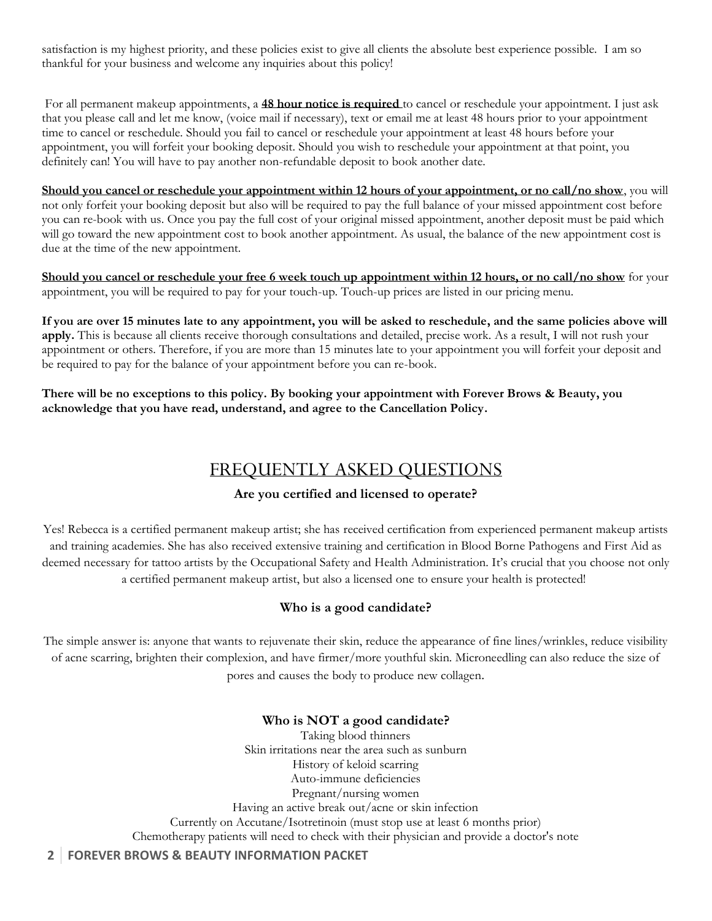satisfaction is my highest priority, and these policies exist to give all clients the absolute best experience possible. I am so thankful for your business and welcome any inquiries about this policy!

For all permanent makeup appointments, a **48 hour notice is required** to cancel or reschedule your appointment. I just ask that you please call and let me know, (voice mail if necessary), text or email me at least 48 hours prior to your appointment time to cancel or reschedule. Should you fail to cancel or reschedule your appointment at least 48 hours before your appointment, you will forfeit your booking deposit. Should you wish to reschedule your appointment at that point, you definitely can! You will have to pay another non-refundable deposit to book another date.

**Should you cancel or reschedule your appointment within 12 hours of your appointment, or no call/no show**, you will not only forfeit your booking deposit but also will be required to pay the full balance of your missed appointment cost before you can re-book with us. Once you pay the full cost of your original missed appointment, another deposit must be paid which will go toward the new appointment cost to book another appointment. As usual, the balance of the new appointment cost is due at the time of the new appointment.

**Should you cancel or reschedule your free 6 week touch up appointment within 12 hours, or no call/no show** for your appointment, you will be required to pay for your touch-up. Touch-up prices are listed in our pricing menu.

**If you are over 15 minutes late to any appointment, you will be asked to reschedule, and the same policies above will apply.** This is because all clients receive thorough consultations and detailed, precise work. As a result, I will not rush your appointment or others. Therefore, if you are more than 15 minutes late to your appointment you will forfeit your deposit and be required to pay for the balance of your appointment before you can re-book.

**There will be no exceptions to this policy. By booking your appointment with Forever Brows & Beauty, you acknowledge that you have read, understand, and agree to the Cancellation Policy.**

# FREQUENTLY ASKED QUESTIONS

### Are you certified and licensed to operate?

Yes! Rebecca is a certified permanent makeup artist; she has received certification from experienced permanent makeup artists and training academies. She has also received extensive training and certification in Blood Borne Pathogens and First Aid as deemed necessary for tattoo artists by the Occupational Safety and Health Administration. It's crucial that you choose not only a certified permanent makeup artist, but also a licensed one to ensure your health is protected!

### Who is a good candidate?

The simple answer is: anyone that wants to rejuvenate their skin, reduce the appearance of fine lines/wrinkles, reduce visibility of acne scarring, brighten their complexion, and have firmer/more youthful skin. Microneedling can also reduce the size of pores and causes the body to produce new collagen.

### Who is NOT a good candidate?

Taking blood thinners
Skin irritations near the area such as sunburn
History of keloid scarring
Auto-immune deficiencies
Pregnant/nursing women
Having an active break out/acne or skin infection
Currently on Accutane/Isotretinoin (must stop use at least 6 months prior)
Chemotherapy patients will need to check with their physician and provide a doctor's note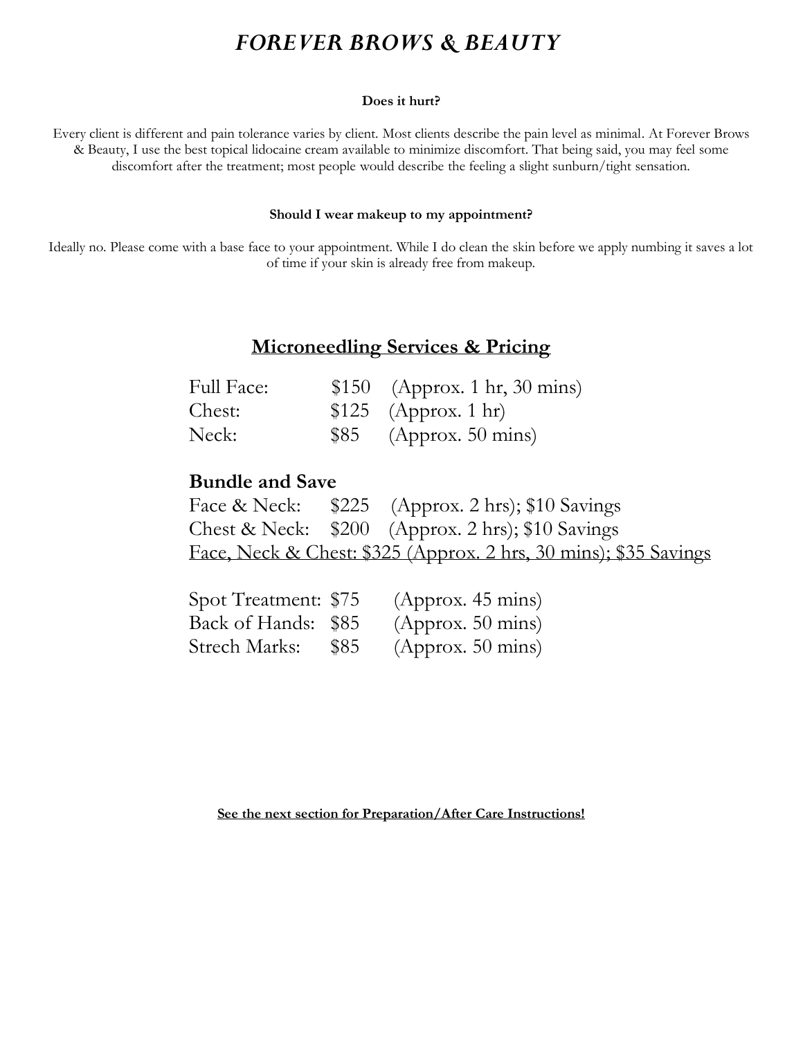# *FOREVER BROWS & BEAUTY*

**Does it hurt?**

Every client is different and pain tolerance varies by client. Most clients describe the pain level as minimal. At Forever Brows & Beauty, I use the best topical lidocaine cream available to minimize discomfort. That being said, you may feel some discomfort after the treatment; most people would describe the feeling a slight sunburn/tight sensation.

**Should I wear makeup to my appointment?**

Ideally no. Please come with a base face to your appointment. While I do clean the skin before we apply numbing it saves a lot of time if your skin is already free from makeup.

## Microneedling Services & Pricing

Full Face: $150 (Approx. 1 hr, 30 mins)
Chest: $125 (Approx. 1 hr)
Neck: $85 (Approx. 50 mins)

**Bundle and Save**

Face & Neck: $225 (Approx. 2 hrs); $10 Savings
Chest & Neck: $200 (Approx. 2 hrs); $10 Savings
Face, Neck & Chest: $325 (Approx. 2 hrs, 30 mins); $35 Savings

Spot Treatment: $75 (Approx. 45 mins)
Back of Hands: $85 (Approx. 50 mins)
Strech Marks: $85 (Approx. 50 mins)

**See the next section for Preparation/After Care Instructions!**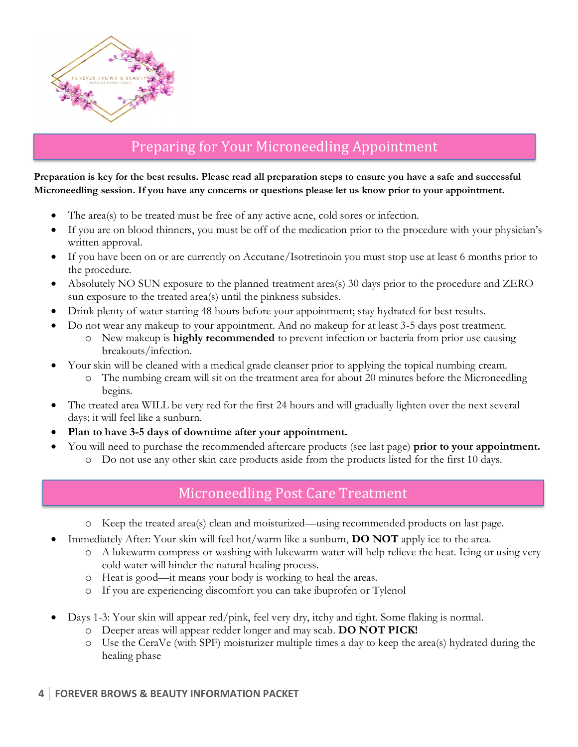## Preparing for Your Microneedling Appointment

**Preparation is key for the best results. Please read all preparation steps to ensure you have a safe and successful Microneedling session. If you have any concerns or questions please let us know prior to your appointment.**

- The area(s) to be treated must be free of any active acne, cold sores or infection.
- If you are on blood thinners, you must be off of the medication prior to the procedure with your physician's written approval.
- If you have been on or are currently on Accutane/Isotretinoin you must stop use at least 6 months prior to the procedure.
- Absolutely NO SUN exposure to the planned treatment area(s) 30 days prior to the procedure and ZERO sun exposure to the treated area(s) until the pinkness subsides.
- Drink plenty of water starting 48 hours before your appointment; stay hydrated for best results.
- Do not wear any makeup to your appointment. And no makeup for at least 3-5 days post treatment.
  - New makeup is **highly recommended** to prevent infection or bacteria from prior use causing breakouts/infection.
- Your skin will be cleaned with a medical grade cleanser prior to applying the topical numbing cream.
  - The numbing cream will sit on the treatment area for about 20 minutes before the Microneedling begins.
- The treated area WILL be very red for the first 24 hours and will gradually lighten over the next several days; it will feel like a sunburn.
- **Plan to have 3-5 days of downtime after your appointment.**
- You will need to purchase the recommended aftercare products (see last page) **prior to your appointment.**
  - Do not use any other skin care products aside from the products listed for the first 10 days.

## Microneedling Post Care Treatment

- Keep the treated area(s) clean and moisturized—using recommended products on last page.
- Immediately After: Your skin will feel hot/warm like a sunburn, **DO NOT** apply ice to the area.
  - A lukewarm compress or washing with lukewarm water will help relieve the heat. Icing or using very cold water will hinder the natural healing process.
  - Heat is good—it means your body is working to heal the areas.
  - If you are experiencing discomfort you can take ibuprofen or Tylenol
- Days 1-3: Your skin will appear red/pink, feel very dry, itchy and tight. Some flaking is normal.
  - Deeper areas will appear redder longer and may scab. **DO NOT PICK!**
  - Use the CeraVe (with SPF) moisturizer multiple times a day to keep the area(s) hydrated during the healing phase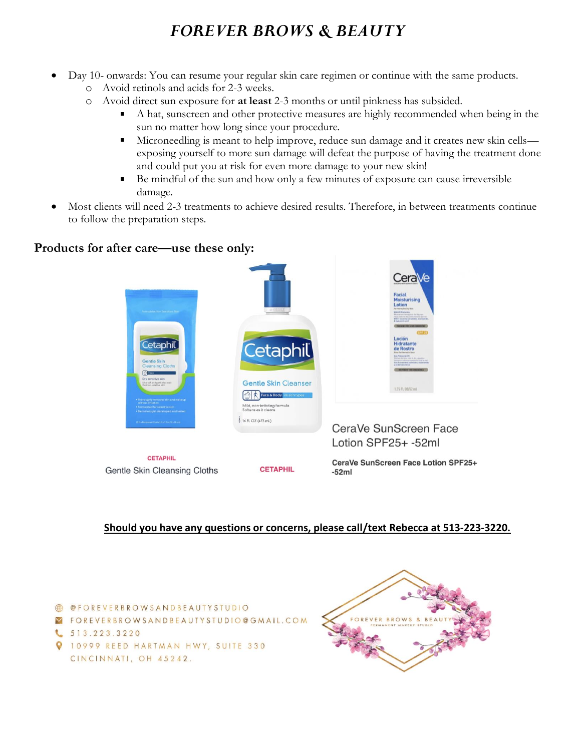# *FOREVER BROWS & BEAUTY*

- Day 10- onwards: You can resume your regular skin care regimen or continue with the same products.
  - Avoid retinols and acids for 2-3 weeks.
  - Avoid direct sun exposure for **at least** 2-3 months or until pinkness has subsided.
    - A hat, sunscreen and other protective measures are highly recommended when being in the sun no matter how long since your procedure.
    - Microneedling is meant to help improve, reduce sun damage and it creates new skin cells—exposing yourself to more sun damage will defeat the purpose of having the treatment done and could put you at risk for even more damage to your new skin!
    - Be mindful of the sun and how only a few minutes of exposure can cause irreversible damage.
- Most clients will need 2-3 treatments to achieve desired results. Therefore, in between treatments continue to follow the preparation steps.

## Products for after care—use these only:

CETAPHIL
Gentle Skin Cleansing Cloths

CETAPHIL

CeraVe SunScreen Face Lotion SPF25+ -52ml

**CeraVe SunScreen Face Lotion SPF25+ -52ml**

<u>**Should you have any questions or concerns, please call/text Rebecca at 513-223-3220.**</u>

@FOREVERBROWSANDBEAUTYSTUDIO
FOREVERBROWSANDBEAUTYSTUDIO@GMAIL.COM
513.223.3220
10999 REED HARTMAN HWY, SUITE 330
CINCINNATI, OH 45242.

FOREVER BROWS & BEAUTY
PERMANENT MAKEUP STUDIO